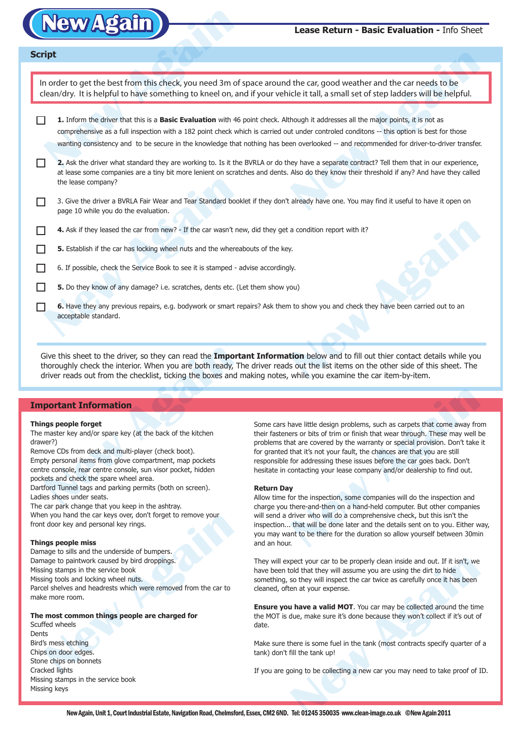# New Again

**Lease Return - Basic Evaluation -** Info Sheet

## Script

In order to get the best from this check, you need 3m of space around the car, good weather and the car needs to be clean/dry. It is helpful to have something to kneel on, and if your vehicle it tall, a small set of step ladders will be helpful.

- [ ] **1.** Inform the driver that this is a **Basic Evaluation** with 46 point check. Although it addresses all the major points, it is not as comprehensive as a full inspection with a 182 point check which is carried out under controled conditons -- this option is best for those wanting consistency and to be secure in the knowledge that nothing has been overlooked -- and recommended for driver-to-driver transfer.
- [ ] **2.** Ask the driver what standard they are working to. Is it the BVRLA or do they have a separate contract? Tell them that in our experience, at lease some companies are a tiny bit more lenient on scratches and dents. Also do they know their threshold if any? And have they called the lease company?
- [ ] 3. Give the driver a BVRLA Fair Wear and Tear Standard booklet if they don't already have one. You may find it useful to have it open on page 10 while you do the evaluation.
- [ ] **4.** Ask if they leased the car from new? - If the car wasn't new, did they get a condition report with it?
- [ ] **5.** Establish if the car has locking wheel nuts and the whereabouts of the key.
- [ ] 6. If possible, check the Service Book to see it is stamped - advise accordingly.
- [ ] **5.** Do they know of any damage? i.e. scratches, dents etc. (Let them show you)
- [ ] **6.** Have they any previous repairs, e.g. bodywork or smart repairs? Ask them to show you and check they have been carried out to an acceptable standard.

Give this sheet to the driver, so they can read the **Important Information** below and to fill out thier contact details while you thoroughly check the interior. When you are both ready, The driver reads out the list items on the other side of this sheet. The driver reads out from the checklist, ticking the boxes and making notes, while you examine the car item-by-item.

## Important Information

### Things people forget

The master key and/or spare key (at the back of the kitchen drawer?)
Remove CDs from deck and multi-player (check boot).
Empty personal items from glove compartment, map pockets centre console, rear centre console, sun visor pocket, hidden pockets and check the spare wheel area.
Dartford Tunnel tags and parking permits (both on screen).
Ladies shoes under seats.
The car park change that you keep in the ashtray.
When you hand the car keys over, don't forget to remove your front door key and personal key rings.

### Things people miss

Damage to sills and the underside of bumpers.
Damage to paintwork caused by bird droppings.
Missing stamps in the service book
Missing tools and locking wheel nuts.
Parcel shelves and headrests which were removed from the car to make more room.

### The most common things people are charged for

Scuffed wheels
Dents
Bird's mess etching
Chips on door edges.
Stone chips on bonnets
Cracked lights
Missing stamps in the service book
Missing keys

Some cars have little design problems, such as carpets that come away from their fasteners or bits of trim or finish that wear through. These may well be problems that are covered by the warranty or special provision. Don't take it for granted that it's not your fault, the chances are that you are still responsible for addressing these issues before the car goes back. Don't hesitate in contacting your lease company and/or dealership to find out.

### Return Day

Allow time for the inspection, some companies will do the inspection and charge you there-and-then on a hand-held computer. But other companies will send a driver who will do a comprehensive check, but this isn't the inspection... that will be done later and the details sent on to you. Either way, you may want to be there for the duration so allow yourself between 30min and an hour.

They will expect your car to be properly clean inside and out. If it isn't, we have been told that they will assume you are using the dirt to hide something, so they will inspect the car twice as carefully once it has been cleaned, often at your expense.

**Ensure you have a valid MOT**. You car may be collected around the time the MOT is due, make sure it's done because they won't collect if it's out of date.

Make sure there is some fuel in the tank (most contracts specify quarter of a tank) don't fill the tank up!

If you are going to be collecting a new car you may need to take proof of ID.

New Again, Unit 1, Court Industrial Estate, Navigation Road, Chelmsford, Essex, CM2 6ND. Tel: 01245 350035 www.clean-image.co.uk ©New Again 2011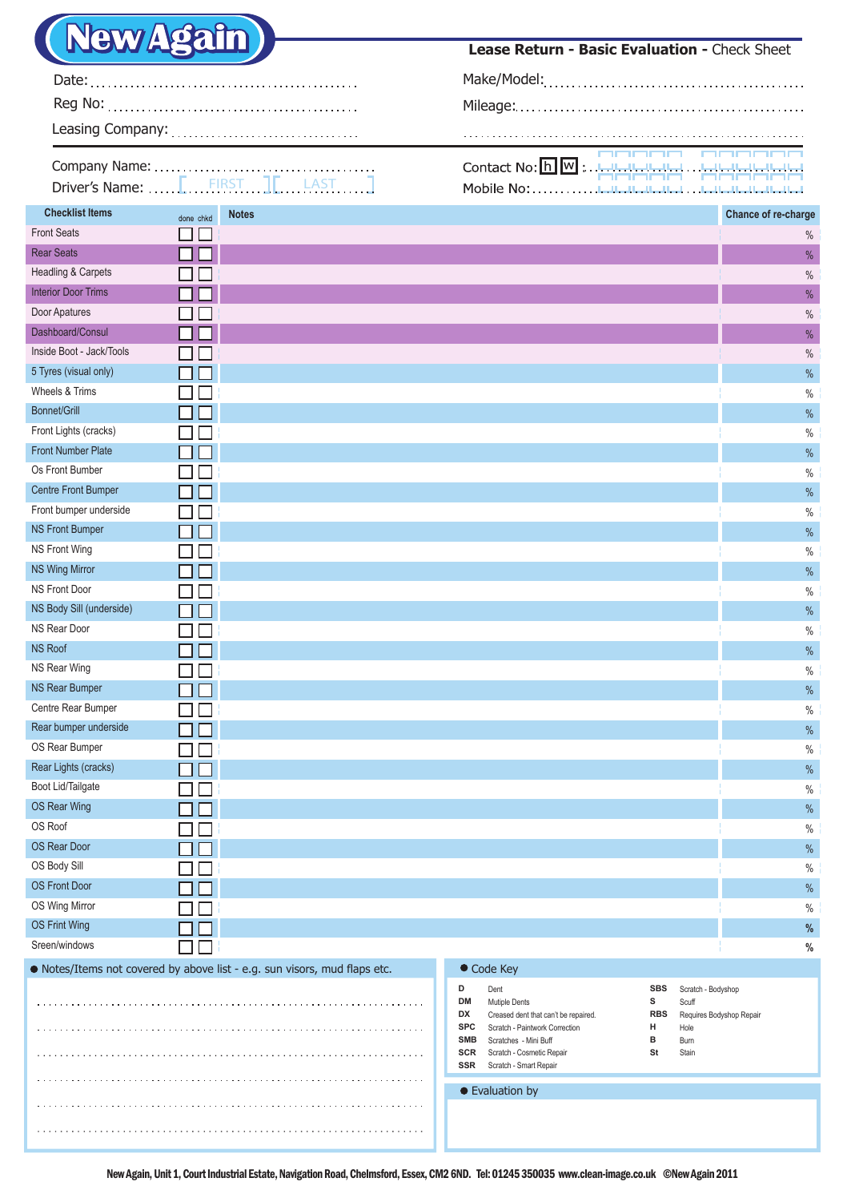# New Again

**Lease Return - Basic Evaluation - Check Sheet**

Date:

Reg No:

Leasing Company:

Make/Model:

Mileage:

Company Name:

Driver's Name: FIRST LAST

Contact No: h w :

Mobile No:

| Checklist Items | done | chkd | Notes | Chance of re-charge |
|---|---|---|---|---|
| Front Seats | ☐ | ☐ | | % |
| Rear Seats | ☐ | ☐ | | % |
| Headling & Carpets | ☐ | ☐ | | % |
| Interior Door Trims | ☐ | ☐ | | % |
| Door Apatures | ☐ | ☐ | | % |
| Dashboard/Consul | ☐ | ☐ | | % |
| Inside Boot - Jack/Tools | ☐ | ☐ | | % |
| 5 Tyres (visual only) | ☐ | ☐ | | % |
| Wheels & Trims | ☐ | ☐ | | % |
| Bonnet/Grill | ☐ | ☐ | | % |
| Front Lights (cracks) | ☐ | ☐ | | % |
| Front Number Plate | ☐ | ☐ | | % |
| Os Front Bumber | ☐ | ☐ | | % |
| Centre Front Bumper | ☐ | ☐ | | % |
| Front bumper underside | ☐ | ☐ | | % |
| NS Front Bumper | ☐ | ☐ | | % |
| NS Front Wing | ☐ | ☐ | | % |
| NS Wing Mirror | ☐ | ☐ | | % |
| NS Front Door | ☐ | ☐ | | % |
| NS Body Sill (underside) | ☐ | ☐ | | % |
| NS Rear Door | ☐ | ☐ | | % |
| NS Roof | ☐ | ☐ | | % |
| NS Rear Wing | ☐ | ☐ | | % |
| NS Rear Bumper | ☐ | ☐ | | % |
| Centre Rear Bumper | ☐ | ☐ | | % |
| Rear bumper underside | ☐ | ☐ | | % |
| OS Rear Bumper | ☐ | ☐ | | % |
| Rear Lights (cracks) | ☐ | ☐ | | % |
| Boot Lid/Tailgate | ☐ | ☐ | | % |
| OS Rear Wing | ☐ | ☐ | | % |
| OS Roof | ☐ | ☐ | | % |
| OS Rear Door | ☐ | ☐ | | % |
| OS Body Sill | ☐ | ☐ | | % |
| OS Front Door | ☐ | ☐ | | % |
| OS Wing Mirror | ☐ | ☐ | | % |
| OS Frint Wing | ☐ | ☐ | | % |
| Sreen/windows | ☐ | ☐ | | % |

● Notes/Items not covered by above list - e.g. sun visors, mud flaps etc.

● Code Key

| | | | |
|---|---|---|---|
| D | Dent | SBS | Scratch - Bodyshop |
| DM | Mutiple Dents | S | Scuff |
| DX | Creased dent that can't be repaired. | RBS | Requires Bodyshop Repair |
| SPC | Scratch - Paintwork Correction | H | Hole |
| SMB | Scratches - Mini Buff | B | Burn |
| SCR | Scratch - Cosmetic Repair | St | Stain |
| SSR | Scratch - Smart Repair | | |

● Evaluation by

New Again, Unit 1, Court Industrial Estate, Navigation Road, Chelmsford, Essex, CM2 6ND. Tel: 01245 350035 www.clean-image.co.uk ©New Again 2011